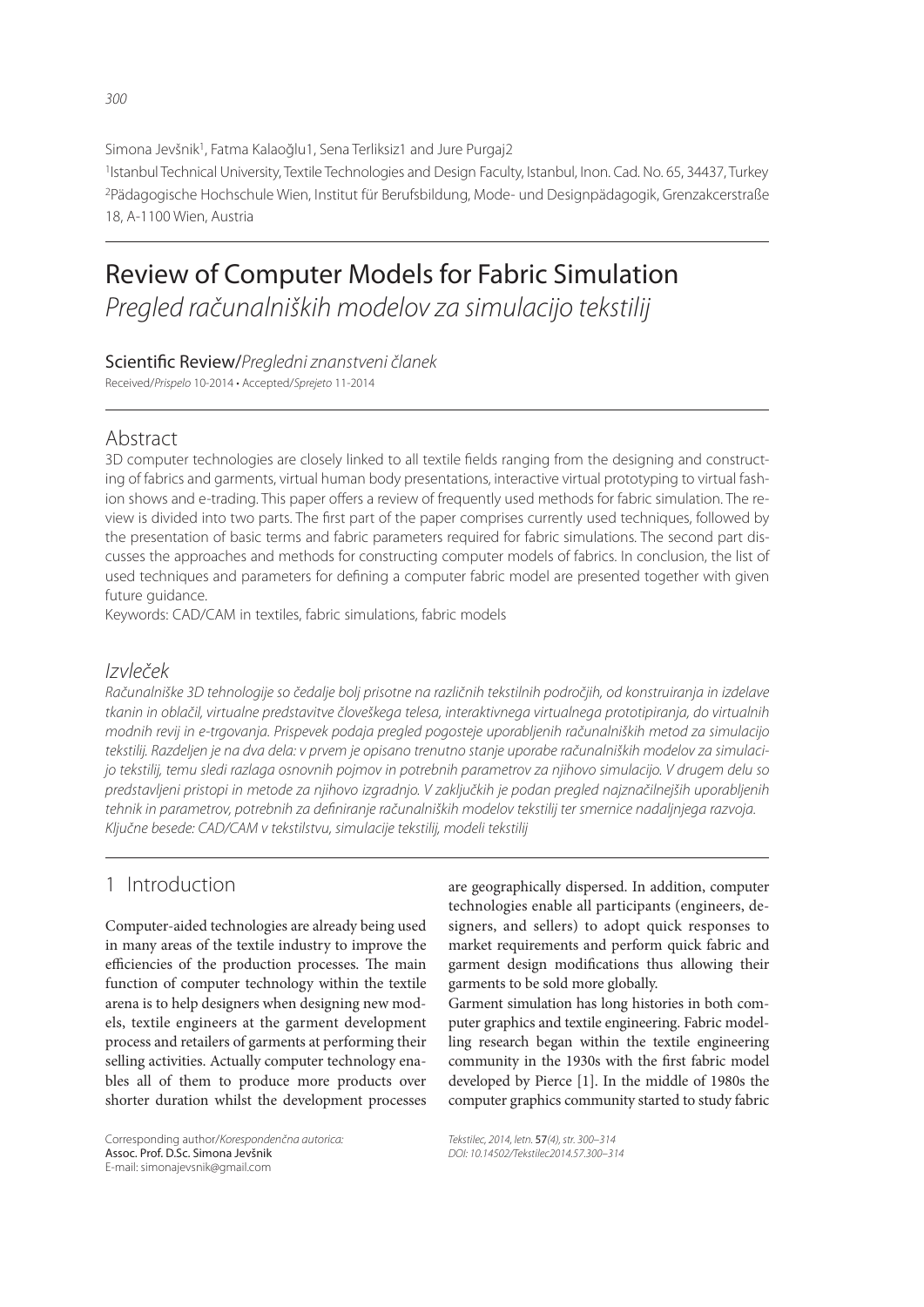Simona Jevšnik[1], Fatma Kalaoğlu1, Sena Terliksiz1 and Jure Purgaj2

[1]Istanbul Technical University, Textile Technologies and Design Faculty, Istanbul, Inon. Cad. No. 65, 34437, Turkey
[2]Pädagogische Hochschule Wien, Institut für Berufsbildung, Mode- und Designpädagogik, Grenzakcerstraße 18, A-1100 Wien, Austria

# Review of Computer Models for Fabric Simulation

*Pregled računalniških modelov za simulacijo tekstilij*

**Scientific Review**/*Pregledni znanstveni članek*

Received/*Prispelo* 10-2014 • Accepted/*Sprejeto* 11-2014

## Abstract

3D computer technologies are closely linked to all textile fields ranging from the designing and constructing of fabrics and garments, virtual human body presentations, interactive virtual prototyping to virtual fashion shows and e-trading. This paper offers a review of frequently used methods for fabric simulation. The review is divided into two parts. The first part of the paper comprises currently used techniques, followed by the presentation of basic terms and fabric parameters required for fabric simulations. The second part discusses the approaches and methods for constructing computer models of fabrics. In conclusion, the list of used techniques and parameters for defining a computer fabric model are presented together with given future guidance.

Keywords: CAD/CAM in textiles, fabric simulations, fabric models

## *Izvleček*

*Računalniške 3D tehnologije so čedalje bolj prisotne na različnih tekstilnih področjih, od konstruiranja in izdelave tkanin in oblačil, virtualne predstavitve človeškega telesa, interaktivnega virtualnega prototipiranja, do virtualnih modnih revij in e-trgovanja. Prispevek podaja pregled pogosteje uporabljenih računalniških metod za simulacijo tekstilij. Razdeljen je na dva dela: v prvem je opisano trenutno stanje uporabe računalniških modelov za simulacijo tekstilij, temu sledi razlaga osnovnih pojmov in potrebnih parametrov za njihovo simulacijo. V drugem delu so predstavljeni pristopi in metode za njihovo izgradnjo. V zaključkih je podan pregled najznačilnejših uporabljenih tehnik in parametrov, potrebnih za definiranje računalniških modelov tekstilij ter smernice nadaljnjega razvoja.*

*Ključne besede: CAD/CAM v tekstilstvu, simulacije tekstilij, modeli tekstilij*

## 1 Introduction

Computer-aided technologies are already being used in many areas of the textile industry to improve the efficiencies of the production processes. The main function of computer technology within the textile arena is to help designers when designing new models, textile engineers at the garment development process and retailers of garments at performing their selling activities. Actually computer technology enables all of them to produce more products over shorter duration whilst the development processes are geographically dispersed. In addition, computer technologies enable all participants (engineers, designers, and sellers) to adopt quick responses to market requirements and perform quick fabric and garment design modifications thus allowing their garments to be sold more globally.

Garment simulation has long histories in both computer graphics and textile engineering. Fabric modelling research began within the textile engineering community in the 1930s with the first fabric model developed by Pierce [1]. In the middle of 1980s the computer graphics community started to study fabric

Corresponding author/*Korespondenčna avtorica:*
Assoc. Prof. D.Sc. Simona Jevšnik
E-mail: simonajevsnik@gmail.com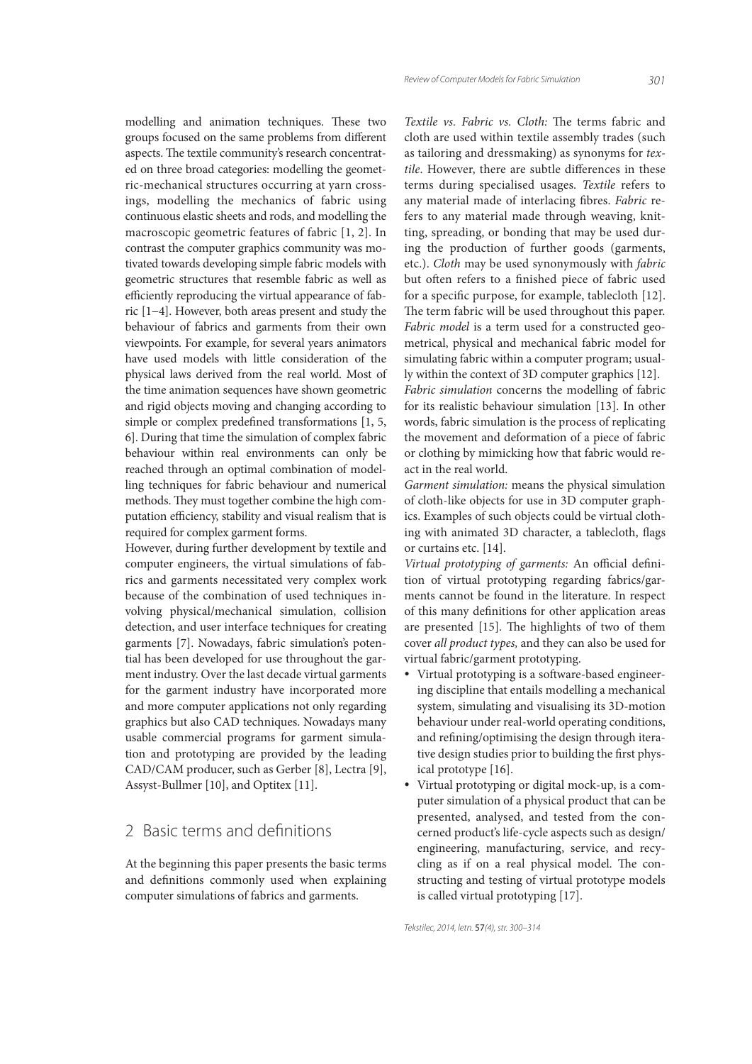modelling and animation techniques. These two groups focused on the same problems from different aspects. The textile community's research concentrated on three broad categories: modelling the geometric-mechanical structures occurring at yarn crossings, modelling the mechanics of fabric using continuous elastic sheets and rods, and modelling the macroscopic geometric features of fabric [1, 2]. In contrast the computer graphics community was motivated towards developing simple fabric models with geometric structures that resemble fabric as well as efficiently reproducing the virtual appearance of fabric [1–4]. However, both areas present and study the behaviour of fabrics and garments from their own viewpoints. For example, for several years animators have used models with little consideration of the physical laws derived from the real world. Most of the time animation sequences have shown geometric and rigid objects moving and changing according to simple or complex predefined transformations [1, 5, 6]. During that time the simulation of complex fabric behaviour within real environments can only be reached through an optimal combination of modelling techniques for fabric behaviour and numerical methods. They must together combine the high computation efficiency, stability and visual realism that is required for complex garment forms.

However, during further development by textile and computer engineers, the virtual simulations of fabrics and garments necessitated very complex work because of the combination of used techniques involving physical/mechanical simulation, collision detection, and user interface techniques for creating garments [7]. Nowadays, fabric simulation's potential has been developed for use throughout the garment industry. Over the last decade virtual garments for the garment industry have incorporated more and more computer applications not only regarding graphics but also CAD techniques. Nowadays many usable commercial programs for garment simulation and prototyping are provided by the leading CAD/CAM producer, such as Gerber [8], Lectra [9], Assyst-Bullmer [10], and Optitex [11].

## 2 Basic terms and definitions

At the beginning this paper presents the basic terms and definitions commonly used when explaining computer simulations of fabrics and garments.

*Textile vs. Fabric vs. Cloth:* The terms fabric and cloth are used within textile assembly trades (such as tailoring and dressmaking) as synonyms for *textile*. However, there are subtle differences in these terms during specialised usages. *Textile* refers to any material made of interlacing fibres. *Fabric* refers to any material made through weaving, knitting, spreading, or bonding that may be used during the production of further goods (garments, etc.). *Cloth* may be used synonymously with *fabric* but often refers to a finished piece of fabric used for a specific purpose, for example, tablecloth [12]. The term fabric will be used throughout this paper.

*Fabric model* is a term used for a constructed geometrical, physical and mechanical fabric model for simulating fabric within a computer program; usually within the context of 3D computer graphics [12].

*Fabric simulation* concerns the modelling of fabric for its realistic behaviour simulation [13]. In other words, fabric simulation is the process of replicating the movement and deformation of a piece of fabric or clothing by mimicking how that fabric would react in the real world.

*Garment simulation:* means the physical simulation of cloth-like objects for use in 3D computer graphics. Examples of such objects could be virtual clothing with animated 3D character, a tablecloth, flags or curtains etc. [14].

*Virtual prototyping of garments:* An official definition of virtual prototyping regarding fabrics/garments cannot be found in the literature. In respect of this many definitions for other application areas are presented [15]. The highlights of two of them cover *all product types,* and they can also be used for virtual fabric/garment prototyping.

- Virtual prototyping is a software-based engineering discipline that entails modelling a mechanical system, simulating and visualising its 3D-motion behaviour under real-world operating conditions, and refining/optimising the design through iterative design studies prior to building the first physical prototype [16].
- Virtual prototyping or digital mock-up, is a computer simulation of a physical product that can be presented, analysed, and tested from the concerned product's life-cycle aspects such as design/engineering, manufacturing, service, and recycling as if on a real physical model. The constructing and testing of virtual prototype models is called virtual prototyping [17].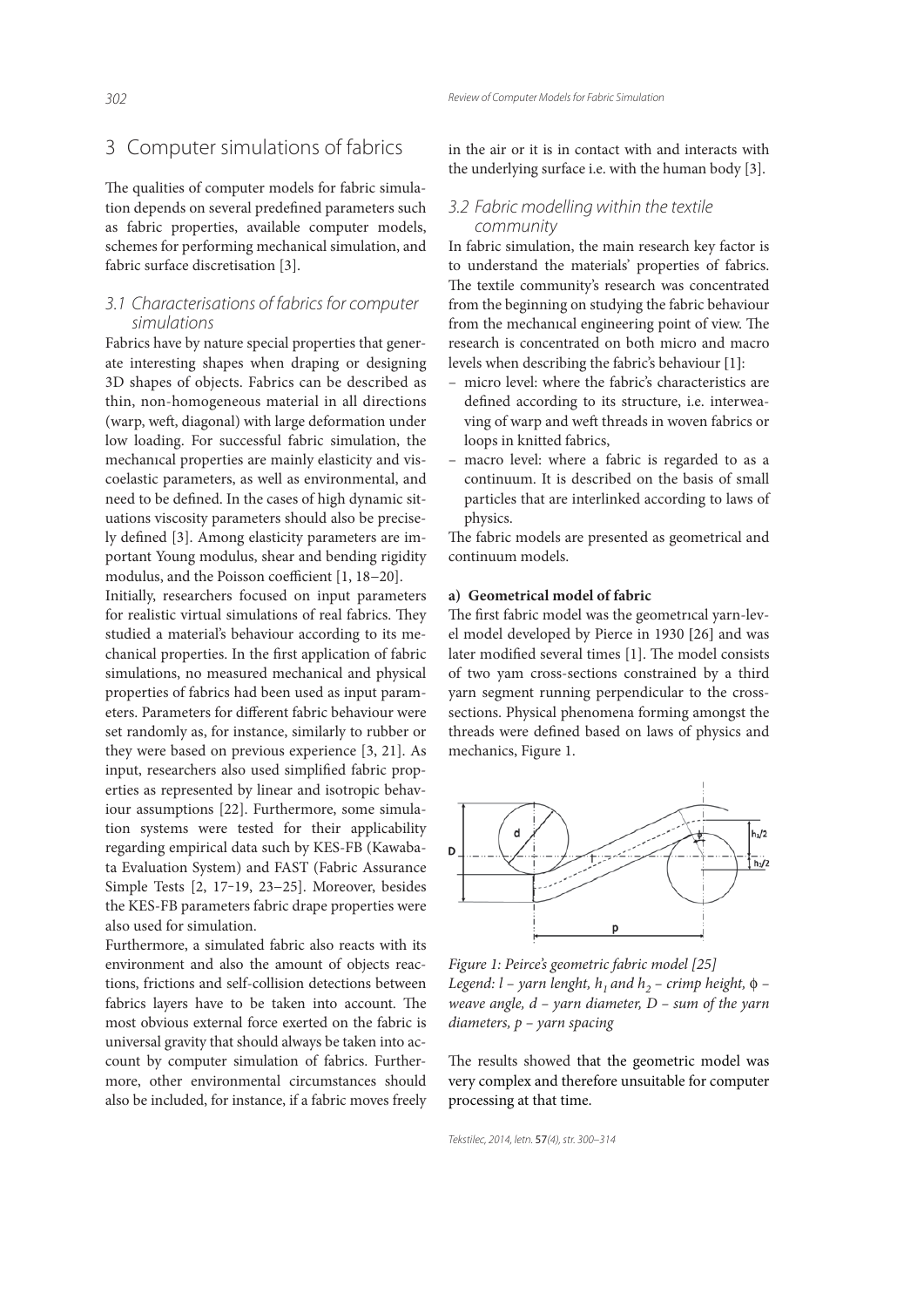## 3 Computer simulations of fabrics

The qualities of computer models for fabric simulation depends on several predefined parameters such as fabric properties, available computer models, schemes for performing mechanical simulation, and fabric surface discretisation [3].

### 3.1 Characterisations of fabrics for computer simulations

Fabrics have by nature special properties that generate interesting shapes when draping or designing 3D shapes of objects. Fabrics can be described as thin, non-homogeneous material in all directions (warp, weft, diagonal) with large deformation under low loading. For successful fabric simulation, the mechanıcal properties are mainly elasticity and viscoelastic parameters, as well as environmental, and need to be defined. In the cases of high dynamic situations viscosity parameters should also be precisely defined [3]. Among elasticity parameters are important Young modulus, shear and bending rigidity modulus, and the Poisson coefficient [1, 18–20].

Initially, researchers focused on input parameters for realistic virtual simulations of real fabrics. They studied a material's behaviour according to its mechanical properties. In the first application of fabric simulations, no measured mechanical and physical properties of fabrics had been used as input parameters. Parameters for different fabric behaviour were set randomly as, for instance, similarly to rubber or they were based on previous experience [3, 21]. As input, researchers also used simplified fabric properties as represented by linear and isotropic behaviour assumptions [22]. Furthermore, some simulation systems were tested for their applicability regarding empirical data such by KES-FB (Kawabata Evaluation System) and FAST (Fabric Assurance Simple Tests [2, 17-19, 23–25]. Moreover, besides the KES-FB parameters fabric drape properties were also used for simulation.

Furthermore, a simulated fabric also reacts with its environment and also the amount of objects reactions, frictions and self-collision detections between fabrics layers have to be taken into account. The most obvious external force exerted on the fabric is universal gravity that should always be taken into account by computer simulation of fabrics. Furthermore, other environmental circumstances should also be included, for instance, if a fabric moves freely in the air or it is in contact with and interacts with the underlying surface i.e. with the human body [3].

### 3.2 Fabric modelling within the textile community

In fabric simulation, the main research key factor is to understand the materials' properties of fabrics. The textile community's research was concentrated from the beginning on studying the fabric behaviour from the mechanıcal engineering point of view. The research is concentrated on both micro and macro levels when describing the fabric's behaviour [1]:

- micro level: where the fabric's characteristics are defined according to its structure, i.e. interweaving of warp and weft threads in woven fabrics or loops in knitted fabrics,
- macro level: where a fabric is regarded to as a continuum. It is described on the basis of small particles that are interlinked according to laws of physics.

The fabric models are presented as geometrical and continuum models.

**a) Geometrical model of fabric**

The first fabric model was the geometrıcal yarn-level model developed by Pierce in 1930 [26] and was later modified several times [1]. The model consists of two yam cross-sections constrained by a third yarn segment running perpendicular to the cross-sections. Physical phenomena forming amongst the threads were defined based on laws of physics and mechanics, Figure 1.

*Figure 1: Peirce's geometric fabric model [25]*
*Legend: l – yarn lenght, $h_1$ and $h_2$ – crimp height, ϕ – weave angle, d – yarn diameter, D – sum of the yarn diameters, p – yarn spacing*

The results showed that the geometric model was very complex and therefore unsuitable for computer processing at that time.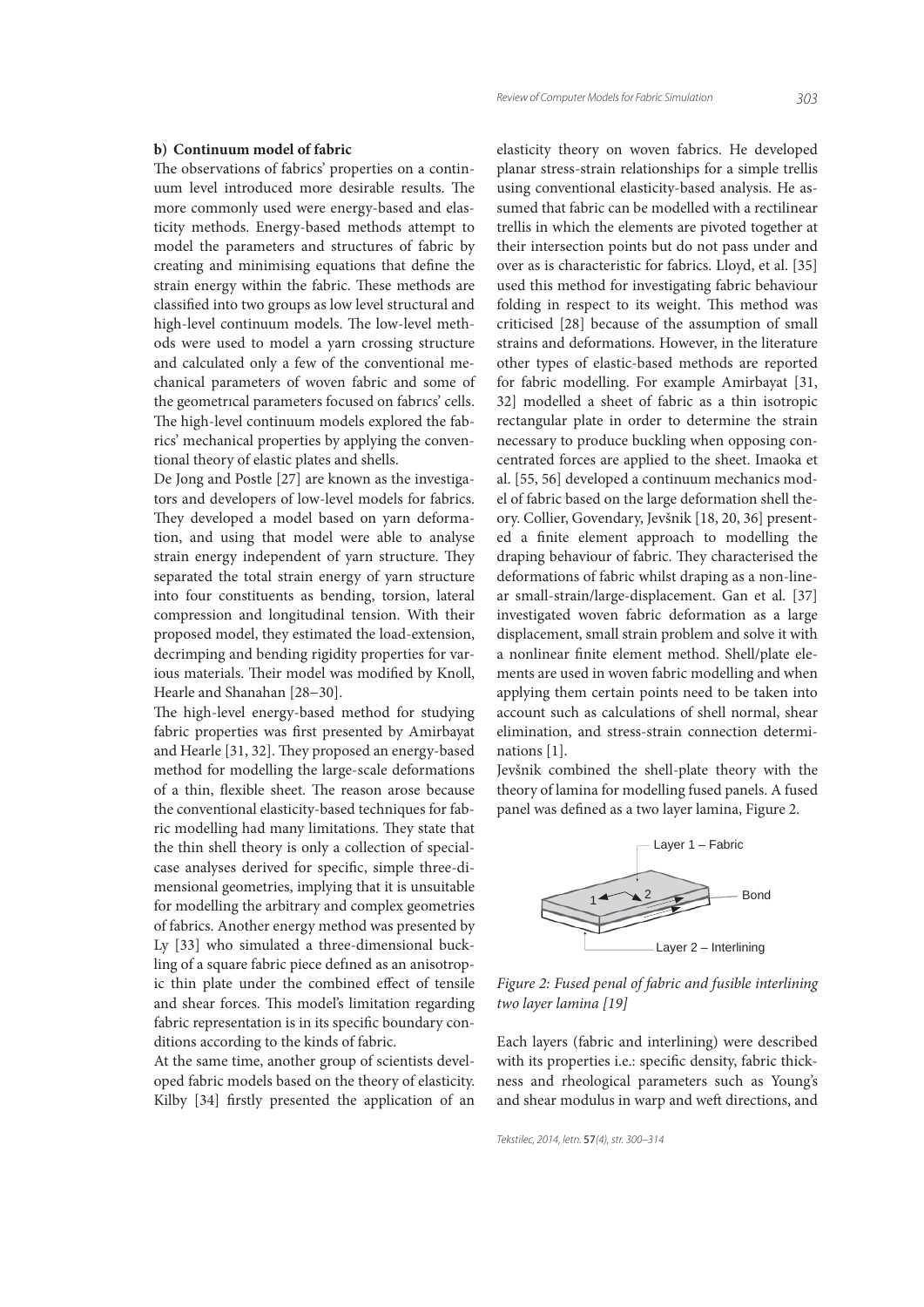**b) Continuum model of fabric**

The observations of fabrics' properties on a continuum level introduced more desirable results. The more commonly used were energy-based and elasticity methods. Energy-based methods attempt to model the parameters and structures of fabric by creating and minimising equations that define the strain energy within the fabric. These methods are classified into two groups as low level structural and high-level continuum models. The low-level methods were used to model a yarn crossing structure and calculated only a few of the conventional mechanical parameters of woven fabric and some of the geometrıcal parameters focused on fabrıcs' cells. The high-level continuum models explored the fabrics' mechanical properties by applying the conventional theory of elastic plates and shells.

De Jong and Postle [27] are known as the investigators and developers of low-level models for fabrics. They developed a model based on yarn deformation, and using that model were able to analyse strain energy independent of yarn structure. They separated the total strain energy of yarn structure into four constituents as bending, torsion, lateral compression and longitudinal tension. With their proposed model, they estimated the load-extension, decrimping and bending rigidity properties for various materials. Their model was modified by Knoll, Hearle and Shanahan [28–30].

The high-level energy-based method for studying fabric properties was first presented by Amirbayat and Hearle [31, 32]. They proposed an energy-based method for modelling the large-scale deformations of a thin, flexible sheet. The reason arose because the conventional elasticity-based techniques for fabric modelling had many limitations. They state that the thin shell theory is only a collection of special-case analyses derived for specific, simple three-dimensional geometries, implying that it is unsuitable for modelling the arbitrary and complex geometries of fabrics. Another energy method was presented by Ly [33] who simulated a three-dimensional buckling of a square fabric piece defined as an anisotropic thin plate under the combined effect of tensile and shear forces. This model's limitation regarding fabric representation is in its specific boundary conditions according to the kinds of fabric.

At the same time, another group of scientists developed fabric models based on the theory of elasticity. Kilby [34] firstly presented the application of an elasticity theory on woven fabrics. He developed planar stress-strain relationships for a simple trellis using conventional elasticity-based analysis. He assumed that fabric can be modelled with a rectilinear trellis in which the elements are pivoted together at their intersection points but do not pass under and over as is characteristic for fabrics. Lloyd, et al. [35] used this method for investigating fabric behaviour folding in respect to its weight. This method was criticised [28] because of the assumption of small strains and deformations. However, in the literature other types of elastic-based methods are reported for fabric modelling. For example Amirbayat [31, 32] modelled a sheet of fabric as a thin isotropic rectangular plate in order to determine the strain necessary to produce buckling when opposing concentrated forces are applied to the sheet. Imaoka et al. [55, 56] developed a continuum mechanics model of fabric based on the large deformation shell theory. Collier, Govendary, Jevšnik [18, 20, 36] presented a finite element approach to modelling the draping behaviour of fabric. They characterised the deformations of fabric whilst draping as a non-linear small-strain/large-displacement. Gan et al. [37] investigated woven fabric deformation as a large displacement, small strain problem and solve it with a nonlinear finite element method. Shell/plate elements are used in woven fabric modelling and when applying them certain points need to be taken into account such as calculations of shell normal, shear elimination, and stress-strain connection determinations [1].

Jevšnik combined the shell-plate theory with the theory of lamina for modelling fused panels. A fused panel was defined as a two layer lamina, Figure 2.

*Figure 2: Fused penal of fabric and fusible interlining two layer lamina [19]*

Each layers (fabric and interlining) were described with its properties i.e.: specific density, fabric thickness and rheological parameters such as Young's and shear modulus in warp and weft directions, and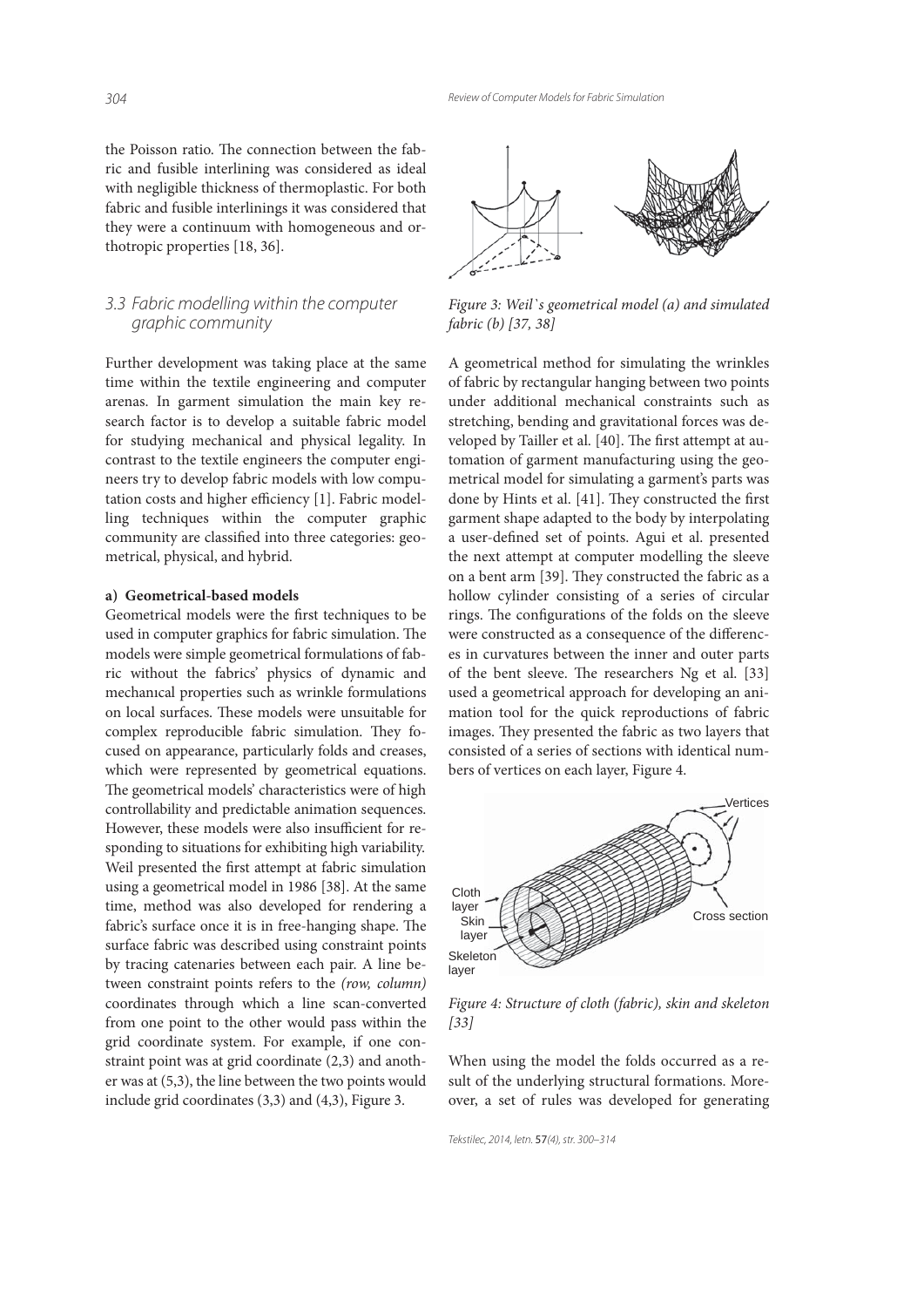the Poisson ratio. The connection between the fabric and fusible interlining was considered as ideal with negligible thickness of thermoplastic. For both fabric and fusible interlinings it was considered that they were a continuum with homogeneous and orthotropic properties [18, 36].

### 3.3 Fabric modelling within the computer graphic community

Further development was taking place at the same time within the textile engineering and computer arenas. In garment simulation the main key research factor is to develop a suitable fabric model for studying mechanical and physical legality. In contrast to the textile engineers the computer engineers try to develop fabric models with low computation costs and higher efficiency [1]. Fabric modelling techniques within the computer graphic community are classified into three categories: geometrical, physical, and hybrid.

#### a) Geometrical-based models

Geometrical models were the first techniques to be used in computer graphics for fabric simulation. The models were simple geometrical formulations of fabric without the fabrics' physics of dynamic and mechanıcal properties such as wrinkle formulations on local surfaces. These models were unsuitable for complex reproducible fabric simulation. They focused on appearance, particularly folds and creases, which were represented by geometrical equations. The geometrical models' characteristics were of high controllability and predictable animation sequences. However, these models were also insufficient for responding to situations for exhibiting high variability. Weil presented the first attempt at fabric simulation using a geometrical model in 1986 [38]. At the same time, method was also developed for rendering a fabric's surface once it is in free-hanging shape. The surface fabric was described using constraint points by tracing catenaries between each pair. A line between constraint points refers to the *(row, column)* coordinates through which a line scan-converted from one point to the other would pass within the grid coordinate system. For example, if one constraint point was at grid coordinate (2,3) and another was at (5,3), the line between the two points would include grid coordinates (3,3) and (4,3), Figure 3.

*Figure 3: Weil`s geometrical model (a) and simulated fabric (b) [37, 38]*

A geometrical method for simulating the wrinkles of fabric by rectangular hanging between two points under additional mechanical constraints such as stretching, bending and gravitational forces was developed by Tailler et al. [40]. The first attempt at automation of garment manufacturing using the geometrical model for simulating a garment's parts was done by Hints et al. [41]. They constructed the first garment shape adapted to the body by interpolating a user-defined set of points. Agui et al. presented the next attempt at computer modelling the sleeve on a bent arm [39]. They constructed the fabric as a hollow cylinder consisting of a series of circular rings. The configurations of the folds on the sleeve were constructed as a consequence of the differences in curvatures between the inner and outer parts of the bent sleeve. The researchers Ng et al. [33] used a geometrical approach for developing an animation tool for the quick reproductions of fabric images. They presented the fabric as two layers that consisted of a series of sections with identical numbers of vertices on each layer, Figure 4.

*Figure 4: Structure of cloth (fabric), skin and skeleton [33]*

When using the model the folds occurred as a result of the underlying structural formations. Moreover, a set of rules was developed for generating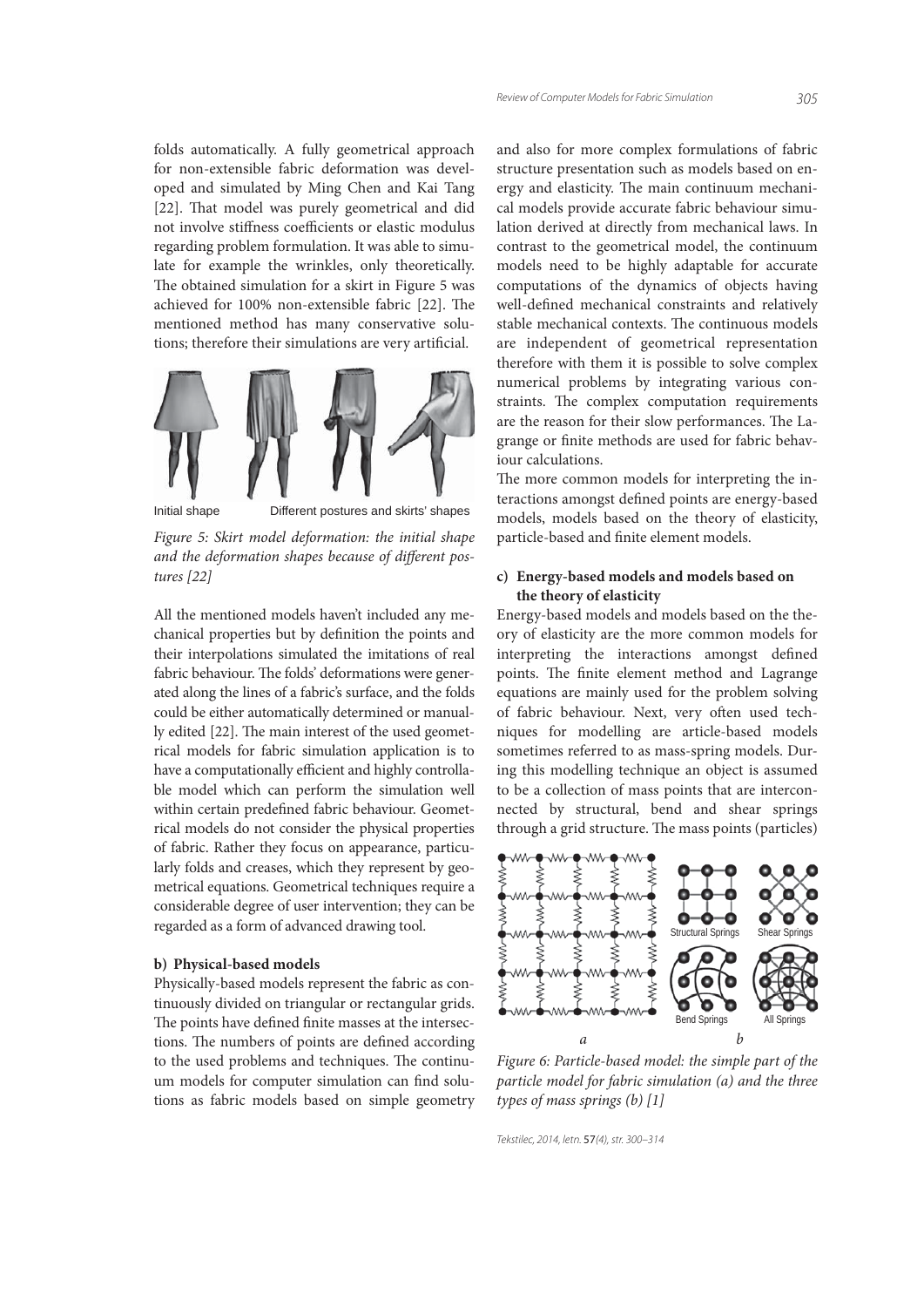folds automatically. A fully geometrical approach for non-extensible fabric deformation was developed and simulated by Ming Chen and Kai Tang [22]. That model was purely geometrical and did not involve stiffness coefficients or elastic modulus regarding problem formulation. It was able to simulate for example the wrinkles, only theoretically. The obtained simulation for a skirt in Figure 5 was achieved for 100% non-extensible fabric [22]. The mentioned method has many conservative solutions; therefore their simulations are very artificial.

Initial shape    Different postures and skirts' shapes

*Figure 5: Skirt model deformation: the initial shape and the deformation shapes because of different postures [22]*

All the mentioned models haven't included any mechanical properties but by definition the points and their interpolations simulated the imitations of real fabric behaviour. The folds' deformations were generated along the lines of a fabric's surface, and the folds could be either automatically determined or manually edited [22]. The main interest of the used geometrical models for fabric simulation application is to have a computationally efficient and highly controllable model which can perform the simulation well within certain predefined fabric behaviour. Geometrical models do not consider the physical properties of fabric. Rather they focus on appearance, particularly folds and creases, which they represent by geometrical equations. Geometrical techniques require a considerable degree of user intervention; they can be regarded as a form of advanced drawing tool.

**b) Physical-based models**

Physically-based models represent the fabric as continuously divided on triangular or rectangular grids. The points have defined finite masses at the intersections. The numbers of points are defined according to the used problems and techniques. The continuum models for computer simulation can find solutions as fabric models based on simple geometry and also for more complex formulations of fabric structure presentation such as models based on energy and elasticity. The main continuum mechanical models provide accurate fabric behaviour simulation derived at directly from mechanical laws. In contrast to the geometrical model, the continuum models need to be highly adaptable for accurate computations of the dynamics of objects having well-defined mechanical constraints and relatively stable mechanical contexts. The continuous models are independent of geometrical representation therefore with them it is possible to solve complex numerical problems by integrating various constraints. The complex computation requirements are the reason for their slow performances. The Lagrange or finite methods are used for fabric behaviour calculations.

The more common models for interpreting the interactions amongst defined points are energy-based models, models based on the theory of elasticity, particle-based and finite element models.

**c) Energy-based models and models based on the theory of elasticity**

Energy-based models and models based on the theory of elasticity are the more common models for interpreting the interactions amongst defined points. The finite element method and Lagrange equations are mainly used for the problem solving of fabric behaviour. Next, very often used techniques for modelling are article-based models sometimes referred to as mass-spring models. During this modelling technique an object is assumed to be a collection of mass points that are interconnected by structural, bend and shear springs through a grid structure. The mass points (particles)

Structural Springs    Shear Springs    Bend Springs    All Springs

*a*    *b*

*Figure 6: Particle-based model: the simple part of the particle model for fabric simulation (a) and the three types of mass springs (b) [1]*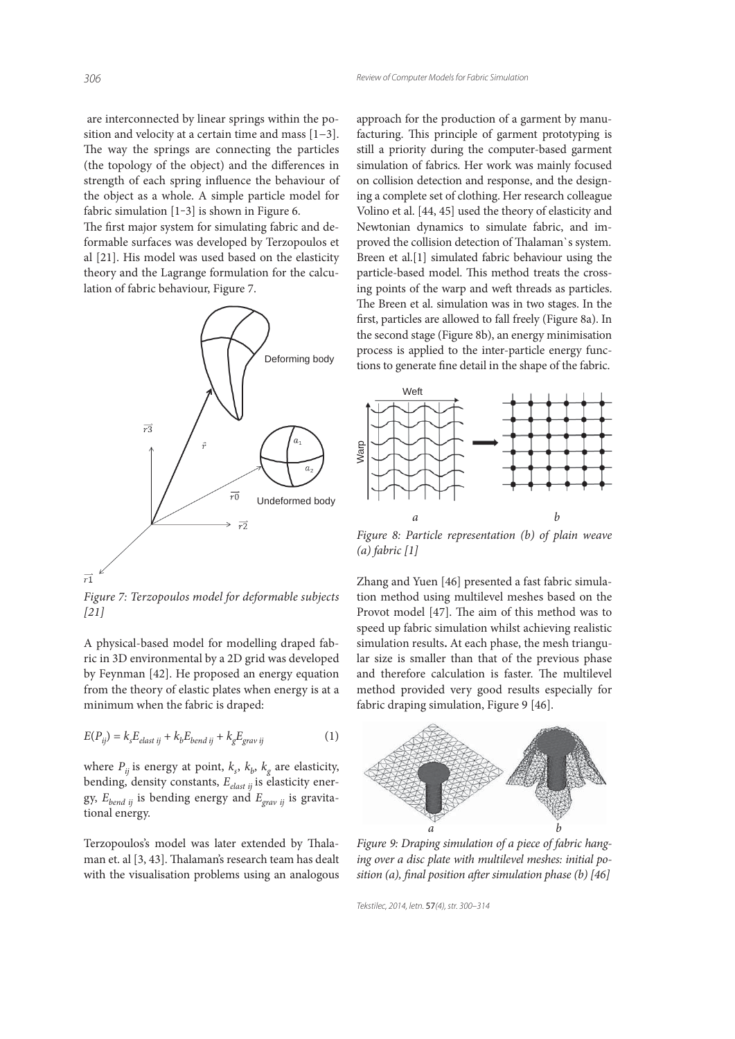are interconnected by linear springs within the position and velocity at a certain time and mass [1–3]. The way the springs are connecting the particles (the topology of the object) and the differences in strength of each spring influence the behaviour of the object as a whole. A simple particle model for fabric simulation [1-3] is shown in Figure 6.

The first major system for simulating fabric and deformable surfaces was developed by Terzopoulos et al [21]. His model was used based on the elasticity theory and the Lagrange formulation for the calculation of fabric behaviour, Figure 7.

*Figure 7: Terzopoulos model for deformable subjects [21]*

A physical-based model for modelling draped fabric in 3D environmental by a 2D grid was developed by Feynman [42]. He proposed an energy equation from the theory of elastic plates when energy is at a minimum when the fabric is draped:

$$E(P_{ij}) = k_s E_{elast\,ij} + k_b E_{bend\,ij} + k_g E_{grav\,ij} \tag{1}$$

where $P_{ij}$ is energy at point, $k_s$, $k_b$, $k_g$ are elasticity, bending, density constants, $E_{elast\,ij}$ is elasticity energy, $E_{bend\,ij}$ is bending energy and $E_{grav\,ij}$ is gravitational energy.

Terzopoulos's model was later extended by Thalaman et. al [3, 43]. Thalaman's research team has dealt with the visualisation problems using an analogous approach for the production of a garment by manufacturing. This principle of garment prototyping is still a priority during the computer-based garment simulation of fabrics. Her work was mainly focused on collision detection and response, and the designing a complete set of clothing. Her research colleague Volino et al. [44, 45] used the theory of elasticity and Newtonian dynamics to simulate fabric, and improved the collision detection of Thalaman`s system. Breen et al.[1] simulated fabric behaviour using the particle-based model. This method treats the crossing points of the warp and weft threads as particles. The Breen et al. simulation was in two stages. In the first, particles are allowed to fall freely (Figure 8a). In the second stage (Figure 8b), an energy minimisation process is applied to the inter-particle energy functions to generate fine detail in the shape of the fabric.

*Figure 8: Particle representation (b) of plain weave (a) fabric [1]*

Zhang and Yuen [46] presented a fast fabric simulation method using multilevel meshes based on the Provot model [47]. The aim of this method was to speed up fabric simulation whilst achieving realistic simulation results**.** At each phase, the mesh triangular size is smaller than that of the previous phase and therefore calculation is faster. The multilevel method provided very good results especially for fabric draping simulation, Figure 9 [46].

*Figure 9: Draping simulation of a piece of fabric hanging over a disc plate with multilevel meshes: initial position (a), final position after simulation phase (b) [46]*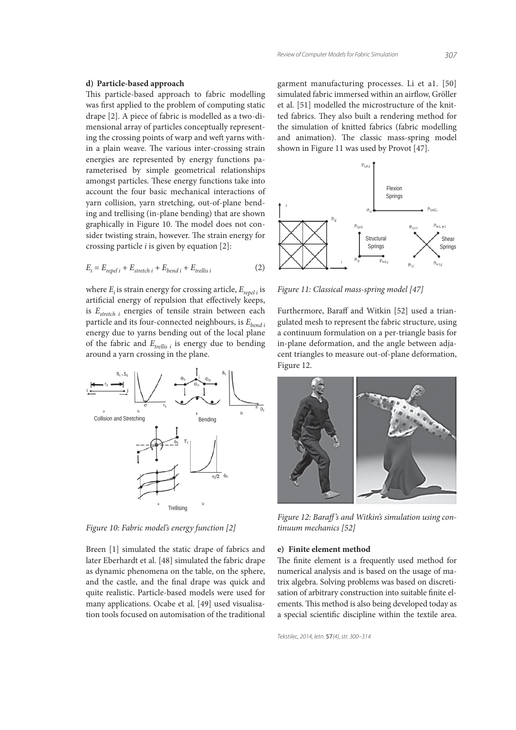### d) Particle-based approach

This particle-based approach to fabric modelling was first applied to the problem of computing static drape [2]. A piece of fabric is modelled as a two-dimensional array of particles conceptually representing the crossing points of warp and weft yarns within a plain weave. The various inter-crossing strain energies are represented by energy functions parameterised by simple geometrical relationships amongst particles. These energy functions take into account the four basic mechanical interactions of yarn collision, yarn stretching, out-of-plane bending and trellising (in-plane bending) that are shown graphically in Figure 10. The model does not consider twisting strain, however. The strain energy for crossing particle *i* is given by equation [2]:

$$E_i = E_{repel\ i} + E_{stretch\ i} + E_{bend\ i} + E_{trellis\ i} \tag{2}$$

where $E_i$ is strain energy for crossing article, $E_{repel\ i}$ is artificial energy of repulsion that effectively keeps, is $E_{stretch\ i}$ energies of tensile strain between each particle and its four-connected neighbours, is $E_{bend\ i}$ energy due to yarns bending out of the local plane of the fabric and $E_{trellis\ i}$ is energy due to bending around a yarn crossing in the plane.

*Figure 10: Fabric model's energy function [2]*

Breen [1] simulated the static drape of fabrics and later Eberhardt et al. [48] simulated the fabric drape as dynamic phenomena on the table, on the sphere, and the castle, and the final drape was quick and quite realistic. Particle-based models were used for many applications. Ocabe et al. [49] used visualisation tools focused on automisation of the traditional garment manufacturing processes. Li et a1. [50] simulated fabric immersed within an airflow, Gröller et al. [51] modelled the microstructure of the knitted fabrics. They also built a rendering method for the simulation of knitted fabrics (fabric modelling and animation). The classic mass-spring model shown in Figure 11 was used by Provot [47].

*Figure 11: Classical mass-spring model [47]*

Furthermore, Baraff and Witkin [52] used a triangulated mesh to represent the fabric structure, using a continuum formulation on a per-triangle basis for in-plane deformation, and the angle between adjacent triangles to measure out-of-plane deformation, Figure 12.

*Figure 12: Baraff's and Witkin's simulation using continuum mechanics [52]*

### e) Finite element method

The finite element is a frequently used method for numerical analysis and is based on the usage of matrix algebra. Solving problems was based on discretisation of arbitrary construction into suitable finite elements. This method is also being developed today as a special scientific discipline within the textile area.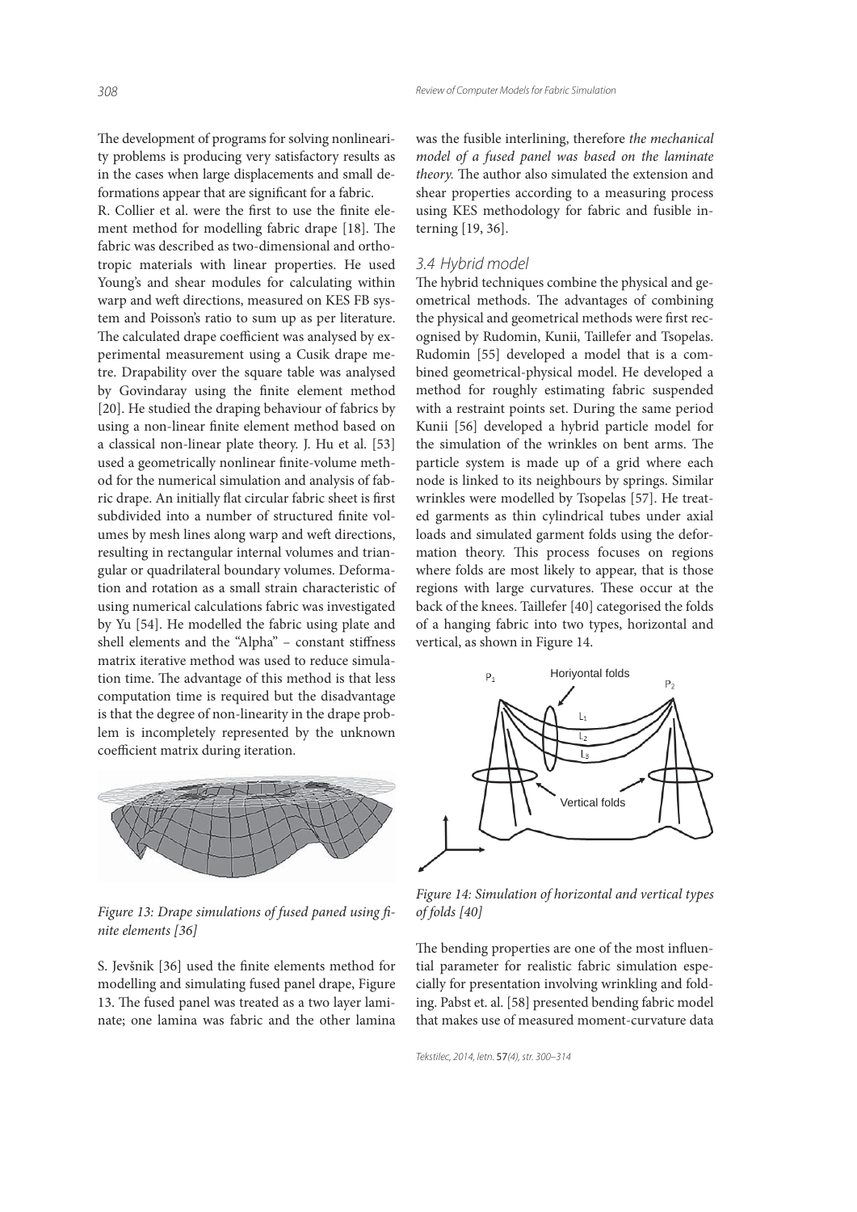The development of programs for solving nonlinearity problems is producing very satisfactory results as in the cases when large displacements and small deformations appear that are significant for a fabric.

R. Collier et al. were the first to use the finite element method for modelling fabric drape [18]. The fabric was described as two-dimensional and orthotropic materials with linear properties. He used Young's and shear modules for calculating within warp and weft directions, measured on KES FB system and Poisson's ratio to sum up as per literature. The calculated drape coefficient was analysed by experimental measurement using a Cusik drape metre. Drapability over the square table was analysed by Govindaray using the finite element method [20]. He studied the draping behaviour of fabrics by using a non-linear finite element method based on a classical non-linear plate theory. J. Hu et al. [53] used a geometrically nonlinear finite-volume method for the numerical simulation and analysis of fabric drape. An initially flat circular fabric sheet is first subdivided into a number of structured finite volumes by mesh lines along warp and weft directions, resulting in rectangular internal volumes and triangular or quadrilateral boundary volumes. Deformation and rotation as a small strain characteristic of using numerical calculations fabric was investigated by Yu [54]. He modelled the fabric using plate and shell elements and the "Alpha" – constant stiffness matrix iterative method was used to reduce simulation time. The advantage of this method is that less computation time is required but the disadvantage is that the degree of non-linearity in the drape problem is incompletely represented by the unknown coefficient matrix during iteration.

*Figure 13: Drape simulations of fused paned using finite elements [36]*

S. Jevšnik [36] used the finite elements method for modelling and simulating fused panel drape, Figure 13. The fused panel was treated as a two layer laminate; one lamina was fabric and the other lamina was the fusible interlining, therefore *the mechanical model of a fused panel was based on the laminate theory.* The author also simulated the extension and shear properties according to a measuring process using KES methodology for fabric and fusible interning [19, 36].

### 3.4 Hybrid model

The hybrid techniques combine the physical and geometrical methods. The advantages of combining the physical and geometrical methods were first recognised by Rudomin, Kunii, Taillefer and Tsopelas. Rudomin [55] developed a model that is a combined geometrical-physical model. He developed a method for roughly estimating fabric suspended with a restraint points set. During the same period Kunii [56] developed a hybrid particle model for the simulation of the wrinkles on bent arms. The particle system is made up of a grid where each node is linked to its neighbours by springs. Similar wrinkles were modelled by Tsopelas [57]. He treated garments as thin cylindrical tubes under axial loads and simulated garment folds using the deformation theory. This process focuses on regions where folds are most likely to appear, that is those regions with large curvatures. These occur at the back of the knees. Taillefer [40] categorised the folds of a hanging fabric into two types, horizontal and vertical, as shown in Figure 14.

*Figure 14: Simulation of horizontal and vertical types of folds [40]*

The bending properties are one of the most influential parameter for realistic fabric simulation especially for presentation involving wrinkling and folding. Pabst et. al. [58] presented bending fabric model that makes use of measured moment-curvature data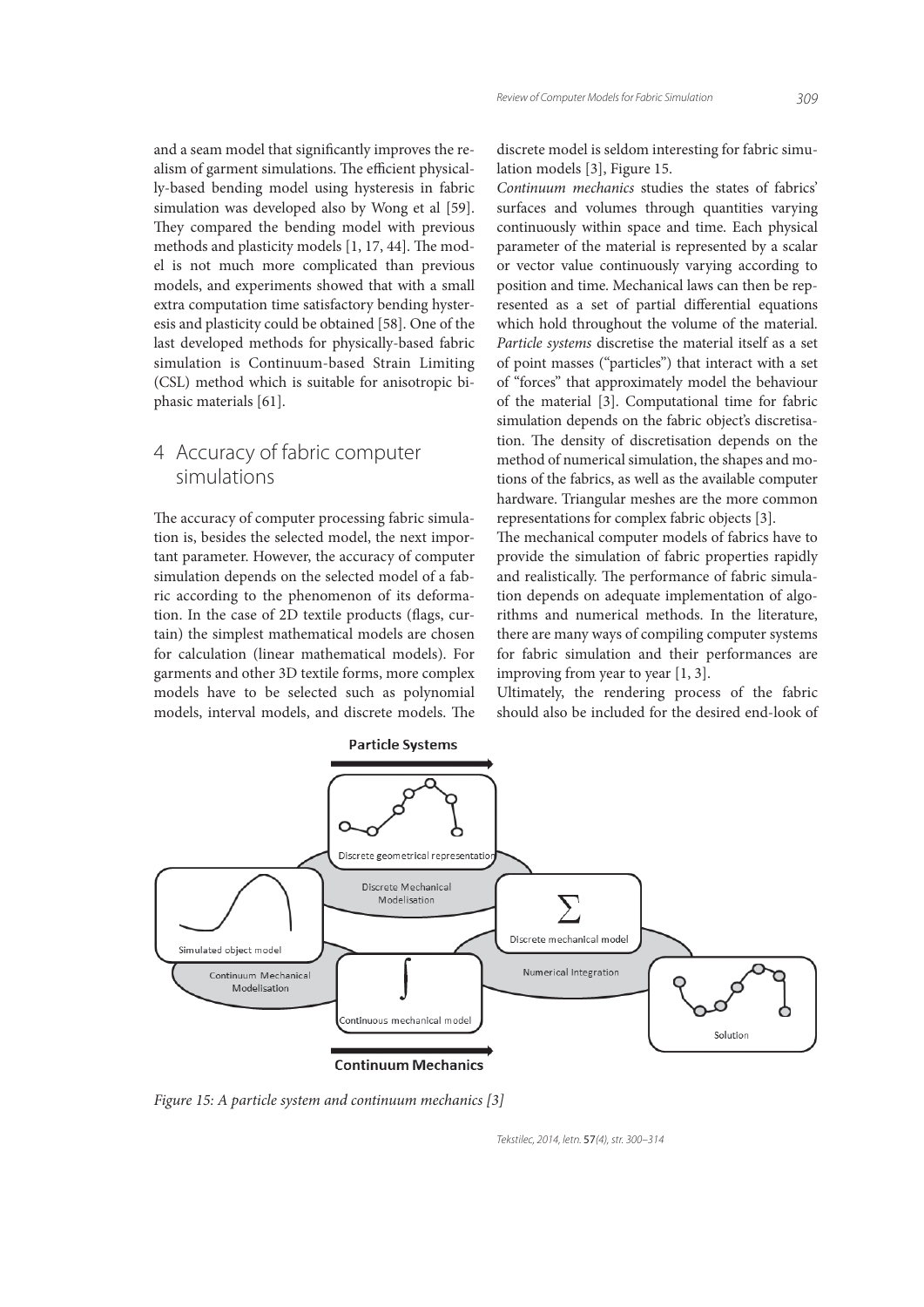and a seam model that significantly improves the realism of garment simulations. The efficient physically-based bending model using hysteresis in fabric simulation was developed also by Wong et al [59]. They compared the bending model with previous methods and plasticity models [1, 17, 44]. The model is not much more complicated than previous models, and experiments showed that with a small extra computation time satisfactory bending hysteresis and plasticity could be obtained [58]. One of the last developed methods for physically-based fabric simulation is Continuum-based Strain Limiting (CSL) method which is suitable for anisotropic biphasic materials [61].

## 4 Accuracy of fabric computer simulations

The accuracy of computer processing fabric simulation is, besides the selected model, the next important parameter. However, the accuracy of computer simulation depends on the selected model of a fabric according to the phenomenon of its deformation. In the case of 2D textile products (flags, curtain) the simplest mathematical models are chosen for calculation (linear mathematical models). For garments and other 3D textile forms, more complex models have to be selected such as polynomial models, interval models, and discrete models. The discrete model is seldom interesting for fabric simulation models [3], Figure 15.

*Continuum mechanics* studies the states of fabrics' surfaces and volumes through quantities varying continuously within space and time. Each physical parameter of the material is represented by a scalar or vector value continuously varying according to position and time. Mechanical laws can then be represented as a set of partial differential equations which hold throughout the volume of the material. *Particle systems* discretise the material itself as a set of point masses ("particles") that interact with a set of "forces" that approximately model the behaviour of the material [3]. Computational time for fabric simulation depends on the fabric object's discretisation. The density of discretisation depends on the method of numerical simulation, the shapes and motions of the fabrics, as well as the available computer hardware. Triangular meshes are the more common representations for complex fabric objects [3].

The mechanical computer models of fabrics have to provide the simulation of fabric properties rapidly and realistically. The performance of fabric simulation depends on adequate implementation of algorithms and numerical methods. In the literature, there are many ways of compiling computer systems for fabric simulation and their performances are improving from year to year [1, 3].

Ultimately, the rendering process of the fabric should also be included for the desired end-look of

*Figure 15: A particle system and continuum mechanics [3]*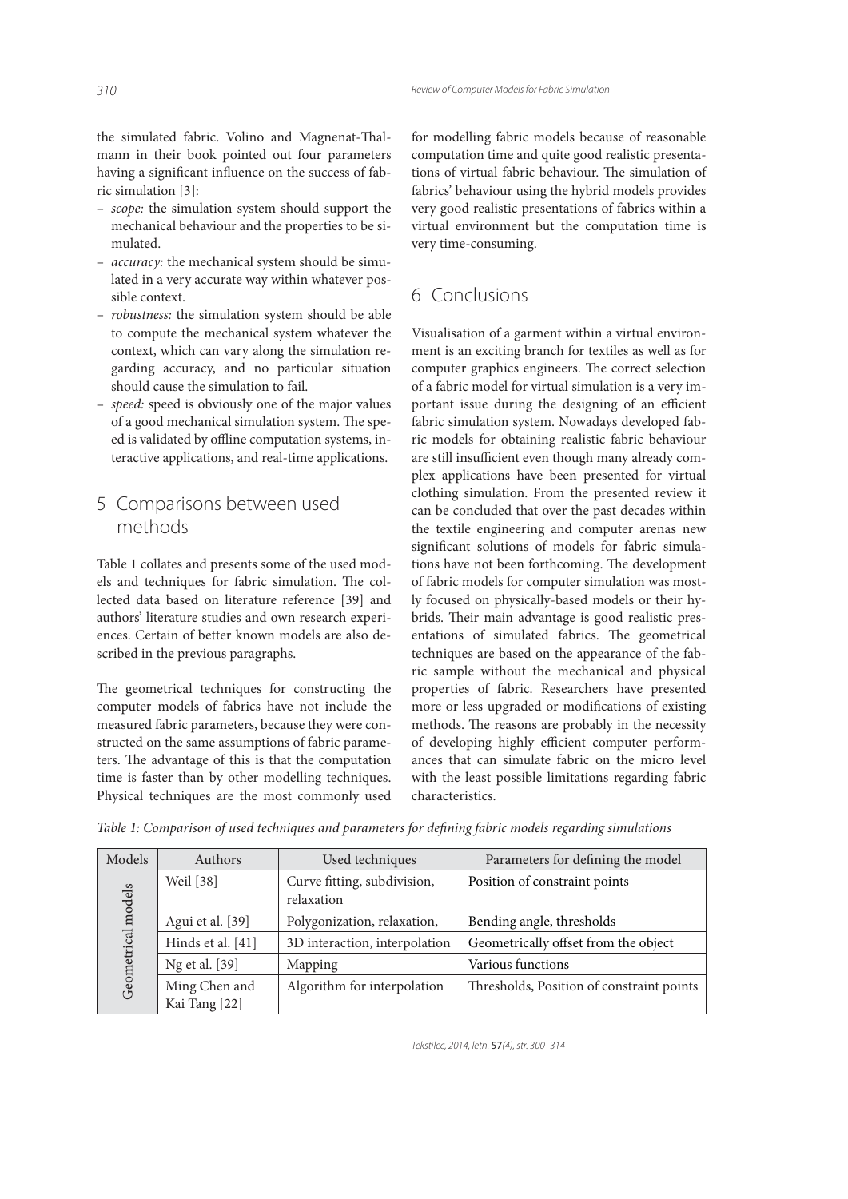the simulated fabric. Volino and Magnenat-Thalmann in their book pointed out four parameters having a significant influence on the success of fabric simulation [3]:

- *scope:* the simulation system should support the mechanical behaviour and the properties to be simulated.
- *accuracy:* the mechanical system should be simulated in a very accurate way within whatever possible context.
- *robustness:* the simulation system should be able to compute the mechanical system whatever the context, which can vary along the simulation regarding accuracy, and no particular situation should cause the simulation to fail.
- *speed:* speed is obviously one of the major values of a good mechanical simulation system. The speed is validated by offline computation systems, interactive applications, and real-time applications.

## 5 Comparisons between used methods

Table 1 collates and presents some of the used models and techniques for fabric simulation. The collected data based on literature reference [39] and authors' literature studies and own research experiences. Certain of better known models are also described in the previous paragraphs.

The geometrical techniques for constructing the computer models of fabrics have not include the measured fabric parameters, because they were constructed on the same assumptions of fabric parameters. The advantage of this is that the computation time is faster than by other modelling techniques. Physical techniques are the most commonly used for modelling fabric models because of reasonable computation time and quite good realistic presentations of virtual fabric behaviour. The simulation of fabrics' behaviour using the hybrid models provides very good realistic presentations of fabrics within a virtual environment but the computation time is very time-consuming.

## 6 Conclusions

Visualisation of a garment within a virtual environment is an exciting branch for textiles as well as for computer graphics engineers. The correct selection of a fabric model for virtual simulation is a very important issue during the designing of an efficient fabric simulation system. Nowadays developed fabric models for obtaining realistic fabric behaviour are still insufficient even though many already complex applications have been presented for virtual clothing simulation. From the presented review it can be concluded that over the past decades within the textile engineering and computer arenas new significant solutions of models for fabric simulations have not been forthcoming. The development of fabric models for computer simulation was mostly focused on physically-based models or their hybrids. Their main advantage is good realistic presentations of simulated fabrics. The geometrical techniques are based on the appearance of the fabric sample without the mechanical and physical properties of fabric. Researchers have presented more or less upgraded or modifications of existing methods. The reasons are probably in the necessity of developing highly efficient computer performances that can simulate fabric on the micro level with the least possible limitations regarding fabric characteristics.

*Table 1: Comparison of used techniques and parameters for defining fabric models regarding simulations*

| Models | Authors | Used techniques | Parameters for defining the model |
|---|---|---|---|
| Geometrical models | Weil [38] | Curve fitting, subdivision, relaxation | Position of constraint points |
| | Agui et al. [39] | Polygonization, relaxation, | Bending angle, thresholds |
| | Hinds et al. [41] | 3D interaction, interpolation | Geometrically offset from the object |
| | Ng et al. [39] | Mapping | Various functions |
| | Ming Chen and Kai Tang [22] | Algorithm for interpolation | Thresholds, Position of constraint points |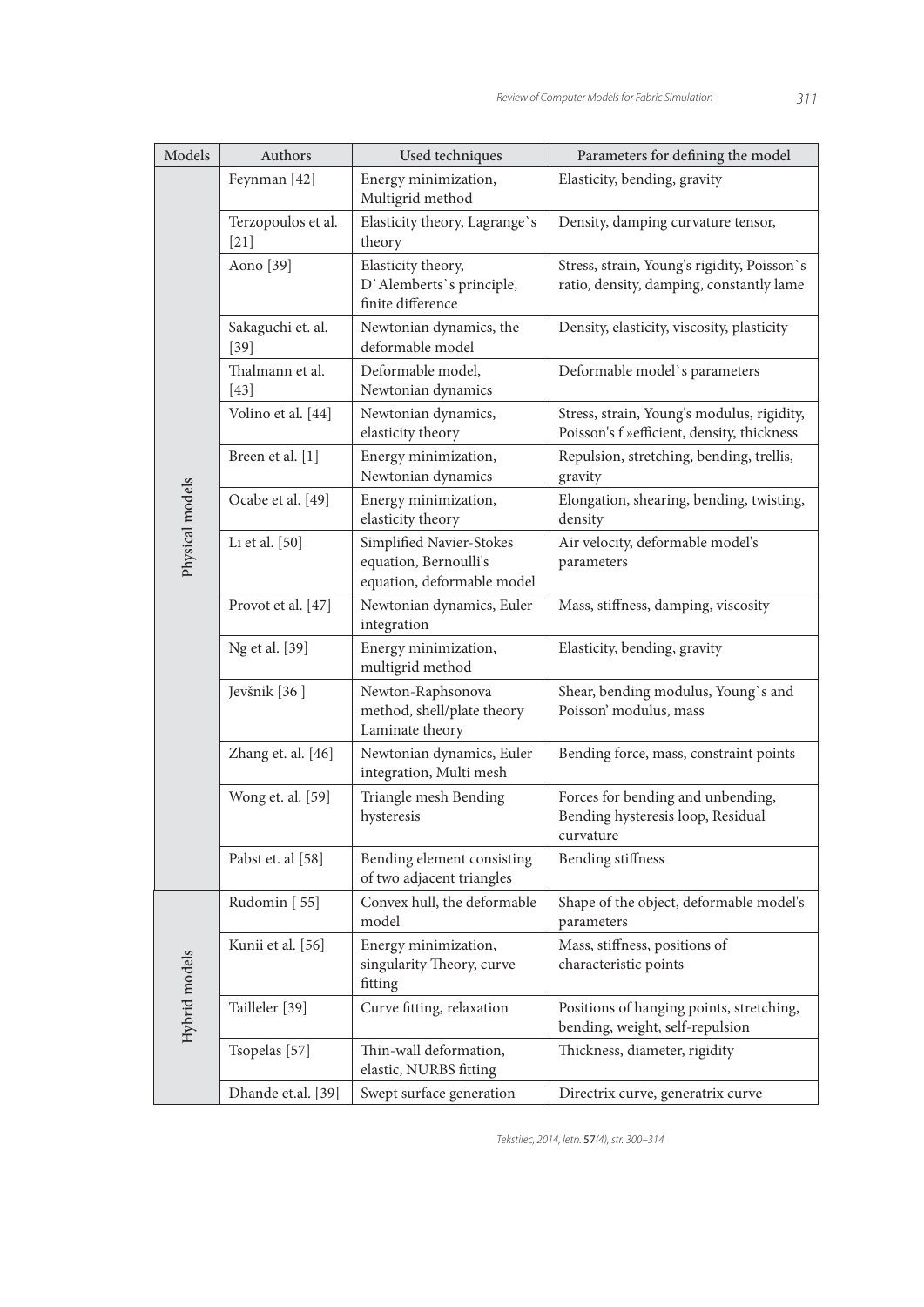| Models | Authors | Used techniques | Parameters for defining the model |
|---|---|---|---|
| Physical models | Feynman [42] | Energy minimization, Multigrid method | Elasticity, bending, gravity |
| | Terzopoulos et al. [21] | Elasticity theory, Lagrange`s theory | Density, damping curvature tensor, |
| | Aono [39] | Elasticity theory, D`Alemberts`s principle, finite difference | Stress, strain, Young's rigidity, Poisson`s ratio, density, damping, constantly lame |
| | Sakaguchi et. al. [39] | Newtonian dynamics, the deformable model | Density, elasticity, viscosity, plasticity |
| | Thalmann et al. [43] | Deformable model, Newtonian dynamics | Deformable model`s parameters |
| | Volino et al. [44] | Newtonian dynamics, elasticity theory | Stress, strain, Young's modulus, rigidity, Poisson's f »efficient, density, thickness |
| | Breen et al. [1] | Energy minimization, Newtonian dynamics | Repulsion, stretching, bending, trellis, gravity |
| | Ocabe et al. [49] | Energy minimization, elasticity theory | Elongation, shearing, bending, twisting, density |
| | Li et al. [50] | Simplified Navier-Stokes equation, Bernoulli's equation, deformable model | Air velocity, deformable model's parameters |
| | Provot et al. [47] | Newtonian dynamics, Euler integration | Mass, stiffness, damping, viscosity |
| | Ng et al. [39] | Energy minimization, multigrid method | Elasticity, bending, gravity |
| | Jevšnik [36 ] | Newton-Raphsonova method, shell/plate theory Laminate theory | Shear, bending modulus, Young`s and Poisson' modulus, mass |
| | Zhang et. al. [46] | Newtonian dynamics, Euler integration, Multi mesh | Bending force, mass, constraint points |
| | Wong et. al. [59] | Triangle mesh Bending hysteresis | Forces for bending and unbending, Bending hysteresis loop, Residual curvature |
| | Pabst et. al [58] | Bending element consisting of two adjacent triangles | Bending stiffness |
| Hybrid models | Rudomin [ 55] | Convex hull, the deformable model | Shape of the object, deformable model's parameters |
| | Kunii et al. [56] | Energy minimization, singularity Theory, curve fitting | Mass, stiffness, positions of characteristic points |
| | Tailleler [39] | Curve fitting, relaxation | Positions of hanging points, stretching, bending, weight, self-repulsion |
| | Tsopelas [57] | Thin-wall deformation, elastic, NURBS fitting | Thickness, diameter, rigidity |
| | Dhande et.al. [39] | Swept surface generation | Directrix curve, generatrix curve |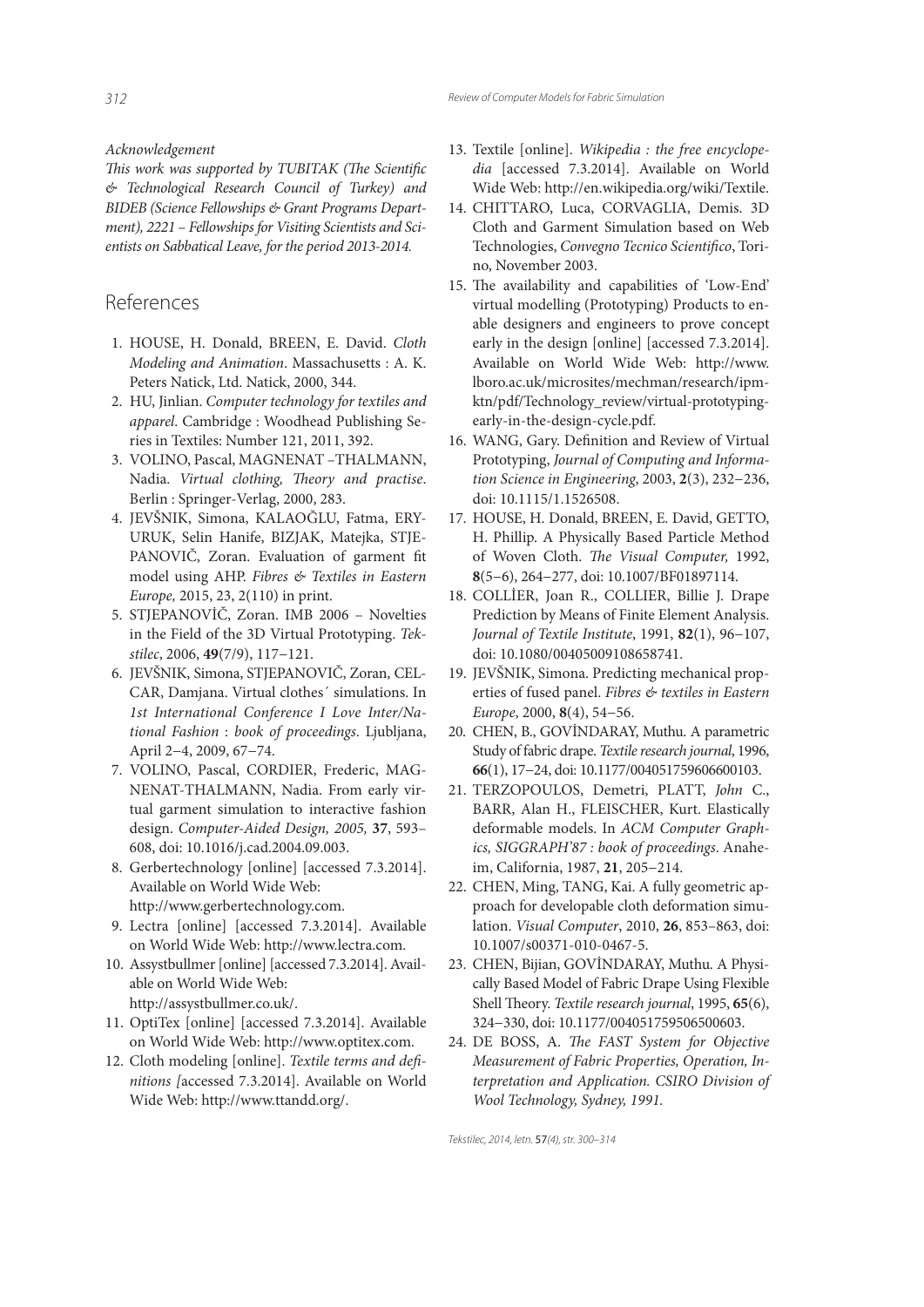*Acknowledgement*

*This work was supported by TUBITAK (The Scientific & Technological Research Council of Turkey) and BIDEB (Science Fellowships & Grant Programs Department), 2221 – Fellowships for Visiting Scientists and Scientists on Sabbatical Leave, for the period 2013-2014.*

## References

1. HOUSE, H. Donald, BREEN, E. David. *Cloth Modeling and Animation*. Massachusetts : A. K. Peters Natick, Ltd. Natick, 2000, 344.
2. HU, Jinlian. *Computer technology for textiles and apparel*. Cambridge : Woodhead Publishing Series in Textiles: Number 121, 2011, 392.
3. VOLINO, Pascal, MAGNENAT –THALMANN, Nadia. *Virtual clothing, Theory and practise*. Berlin : Springer-Verlag, 2000, 283.
4. JEVŠNIK, Simona, KALAOĞLU, Fatma, ERYURUK, Selin Hanife, BIZJAK, Matejka, STJEPANOVIČ, Zoran. Evaluation of garment fit model using AHP. *Fibres & Textiles in Eastern Europe,* 2015, 23, 2(110) in print.
5. STJEPANOVİČ, Zoran. IMB 2006 – Novelties in the Field of the 3D Virtual Prototyping. *Tekstilec*, 2006, **49**(7/9), 117−121.
6. JEVŠNIK, Simona, STJEPANOVIČ, Zoran, CELCAR, Damjana. Virtual clothes´ simulations. In *1st International Conference I Love Inter/National Fashion* : *book of proceedings*. Ljubljana, April 2−4, 2009, 67−74.
7. VOLINO, Pascal, CORDIER, Frederic, MAGNENAT-THALMANN, Nadia. From early virtual garment simulation to interactive fashion design. *Computer-Aided Design, 2005,* **37**, 593–608, doi: 10.1016/j.cad.2004.09.003.
8. Gerbertechnology [online] [accessed 7.3.2014]. Available on World Wide Web: http://www.gerbertechnology.com.
9. Lectra [online] [accessed 7.3.2014]. Available on World Wide Web: http://www.lectra.com.
10. Assystbullmer [online] [accessed 7.3.2014]. Available on World Wide Web: http://assystbullmer.co.uk/.
11. OptiTex [online] [accessed 7.3.2014]. Available on World Wide Web: http://www.optitex.com.
12. Cloth modeling [online]. *Textile terms and definitions [*accessed 7.3.2014]. Available on World Wide Web: http://www.ttandd.org/.
13. Textile [online]. *Wikipedia : the free encyclopedia* [accessed 7.3.2014]. Available on World Wide Web: http://en.wikipedia.org/wiki/Textile.
14. CHITTARO, Luca, CORVAGLIA, Demis. 3D Cloth and Garment Simulation based on Web Technologies, *Convegno Tecnico Scientifico*, Torino, November 2003.
15. The availability and capabilities of 'Low-End' virtual modelling (Prototyping) Products to enable designers and engineers to prove concept early in the design [online] [accessed 7.3.2014]. Available on World Wide Web: http://www.lboro.ac.uk/microsites/mechman/research/ipm-ktn/pdf/Technology_review/virtual-prototyping-early-in-the-design-cycle.pdf.
16. WANG, Gary. Definition and Review of Virtual Prototyping, *Journal of Computing and Information Science in Engineering*, 2003, **2**(3), 232−236, doi: 10.1115/1.1526508.
17. HOUSE, H. Donald, BREEN, E. David, GETTO, H. Phillip. A Physically Based Particle Method of Woven Cloth. *The Visual Computer,* 1992, **8**(5−6), 264−277, doi: 10.1007/BF01897114.
18. COLLİER, Joan R., COLLIER, Billie J. Drape Prediction by Means of Finite Element Analysis. *Journal of Textile Institute*, 1991, **82**(1), 96−107, doi: 10.1080/00405009108658741.
19. JEVŠNIK, Simona. Predicting mechanical properties of fused panel. *Fibres & textiles in Eastern Europe*, 2000, **8**(4), 54−56.
20. CHEN, B., GOVİNDARAY, Muthu. A parametric Study of fabric drape. *Textile research journal*, 1996, **66**(1), 17−24, doi: 10.1177/004051759606600103.
21. TERZOPOULOS, Demetri, PLATT, *John* C., BARR, Alan H., FLEISCHER, Kurt. Elastically deformable models. In *ACM Computer Graphics, SIGGRAPH'87 : book of proceedings*. Anaheim, California, 1987, **21**, 205−214.
22. CHEN, Ming, TANG, Kai. A fully geometric approach for developable cloth deformation simulation. *Visual Computer*, 2010, **26**, 853–863, doi: 10.1007/s00371-010-0467-5.
23. CHEN, Bijian, GOVİNDARAY, Muthu. A Physically Based Model of Fabric Drape Using Flexible Shell Theory. *Textile research journal*, 1995, **65**(6), 324−330, doi: 10.1177/004051759506500603.
24. DE BOSS, A. *The FAST System for Objective Measurement of Fabric Properties, Operation, Interpretation and Application. CSIRO Division of Wool Technology, Sydney, 1991.*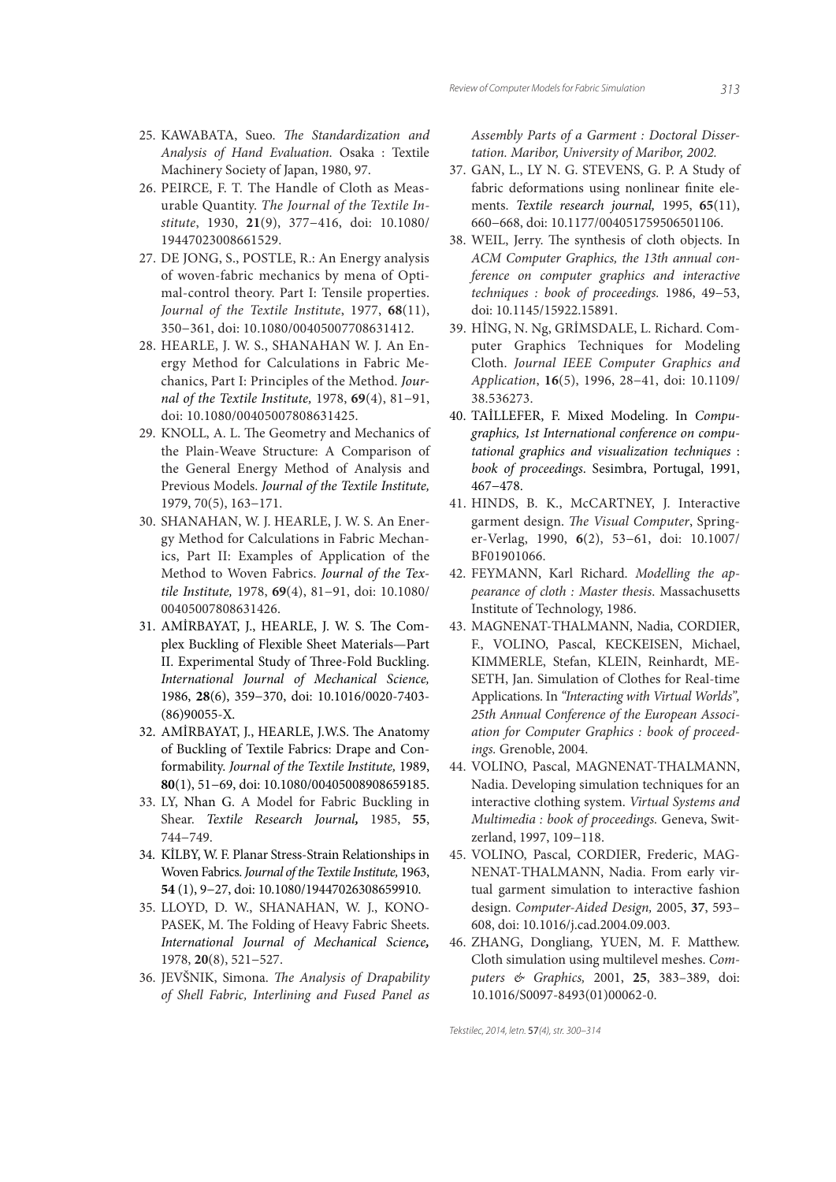25. KAWABATA, Sueo. *The Standardization and Analysis of Hand Evaluation*. Osaka : Textile Machinery Society of Japan, 1980, 97.
26. PEIRCE, F. T. The Handle of Cloth as Measurable Quantity. *The Journal of the Textile Institute*, 1930, **21**(9), 377−416, doi: 10.1080/19447023008661529.
27. DE JONG, S., POSTLE, R.: An Energy analysis of woven-fabric mechanics by mena of Optimal-control theory. Part I: Tensile properties. *Journal of the Textile Institute*, 1977, **68**(11), 350−361, doi: 10.1080/00405007708631412.
28. HEARLE, J. W. S., SHANAHAN W. J. An Energy Method for Calculations in Fabric Mechanics, Part I: Principles of the Method. *Journal of the Textile Institute,* 1978, **69**(4), 81−91, doi: 10.1080/00405007808631425.
29. KNOLL, A. L. The Geometry and Mechanics of the Plain-Weave Structure: A Comparison of the General Energy Method of Analysis and Previous Models. *Journal of the Textile Institute,* 1979, 70(5), 163−171.
30. SHANAHAN, W. J. HEARLE, J. W. S. An Energy Method for Calculations in Fabric Mechanics, Part II: Examples of Application of the Method to Woven Fabrics. *Journal of the Textile Institute,* 1978, **69**(4), 81−91, doi: 10.1080/00405007808631426.
31. AMİRBAYAT, J., HEARLE, J. W. S. The Complex Buckling of Flexible Sheet Materials—Part II. Experimental Study of Three-Fold Buckling. *International Journal of Mechanical Science,* 1986, **28**(6), 359−370, doi: 10.1016/0020-7403-(86)90055-X.
32. AMİRBAYAT, J., HEARLE, J.W.S. The Anatomy of Buckling of Textile Fabrics: Drape and Conformability. *Journal of the Textile Institute,* 1989, **80**(1), 51−69, doi: 10.1080/00405008908659185.
33. LY, Nhan G. A Model for Fabric Buckling in Shear. *Textile Research Journal,* 1985, **55**, 744−749.
34. KİLBY, W. F. Planar Stress-Strain Relationships in Woven Fabrics. *Journal of the Textile Institute,* 1963, **54** (1), 9−27, doi: 10.1080/19447026308659910.
35. LLOYD, D. W., SHANAHAN, W. J., KONOPASEK, M. The Folding of Heavy Fabric Sheets. *International Journal of Mechanical Science,* 1978, **20**(8), 521−527.
36. JEVŠNIK, Simona. *The Analysis of Drapability of Shell Fabric, Interlining and Fused Panel as Assembly Parts of a Garment : Doctoral Dissertation. Maribor, University of Maribor, 2002.*
37. GAN, L., LY N. G. STEVENS, G. P. A Study of fabric deformations using nonlinear finite elements. *Textile research journal,* 1995, **65**(11), 660−668, doi: 10.1177/004051759506501106.
38. WEIL, Jerry. The synthesis of cloth objects. In *ACM Computer Graphics, the 13th annual conference on computer graphics and interactive techniques : book of proceedings.* 1986, 49−53, doi: 10.1145/15922.15891.
39. HİNG, N. Ng, GRİMSDALE, L. Richard. Computer Graphics Techniques for Modeling Cloth. *Journal IEEE Computer Graphics and Application*, **16**(5), 1996, 28−41, doi: 10.1109/38.536273.
40. TAİLLEFER, F. Mixed Modeling. In *Compugraphics, 1st International conference on computational graphics and visualization techniques* : *book of proceedings*. Sesimbra, Portugal, 1991, 467−478.
41. HINDS, B. K., McCARTNEY, J. Interactive garment design. *The Visual Computer*, Springer-Verlag, 1990, **6**(2), 53−61, doi: 10.1007/BF01901066.
42. FEYMANN, Karl Richard. *Modelling the appearance of cloth : Master thesis*. Massachusetts Institute of Technology, 1986.
43. MAGNENAT-THALMANN, Nadia, CORDIER, F., VOLINO, Pascal, KECKEISEN, Michael, KIMMERLE, Stefan, KLEIN, Reinhardt, MESETH, Jan. Simulation of Clothes for Real-time Applications. In *"Interacting with Virtual Worlds", 25th Annual Conference of the European Association for Computer Graphics : book of proceedings.* Grenoble, 2004.
44. VOLINO, Pascal, MAGNENAT-THALMANN, Nadia. Developing simulation techniques for an interactive clothing system. *Virtual Systems and Multimedia : book of proceedings.* Geneva, Switzerland, 1997, 109−118.
45. VOLINO, Pascal, CORDIER, Frederic, MAGNENAT-THALMANN, Nadia. From early virtual garment simulation to interactive fashion design. *Computer-Aided Design,* 2005, **37**, 593−608, doi: 10.1016/j.cad.2004.09.003.
46. ZHANG, Dongliang, YUEN, M. F. Matthew. Cloth simulation using multilevel meshes. *Computers & Graphics,* 2001, **25**, 383−389, doi: 10.1016/S0097-8493(01)00062-0.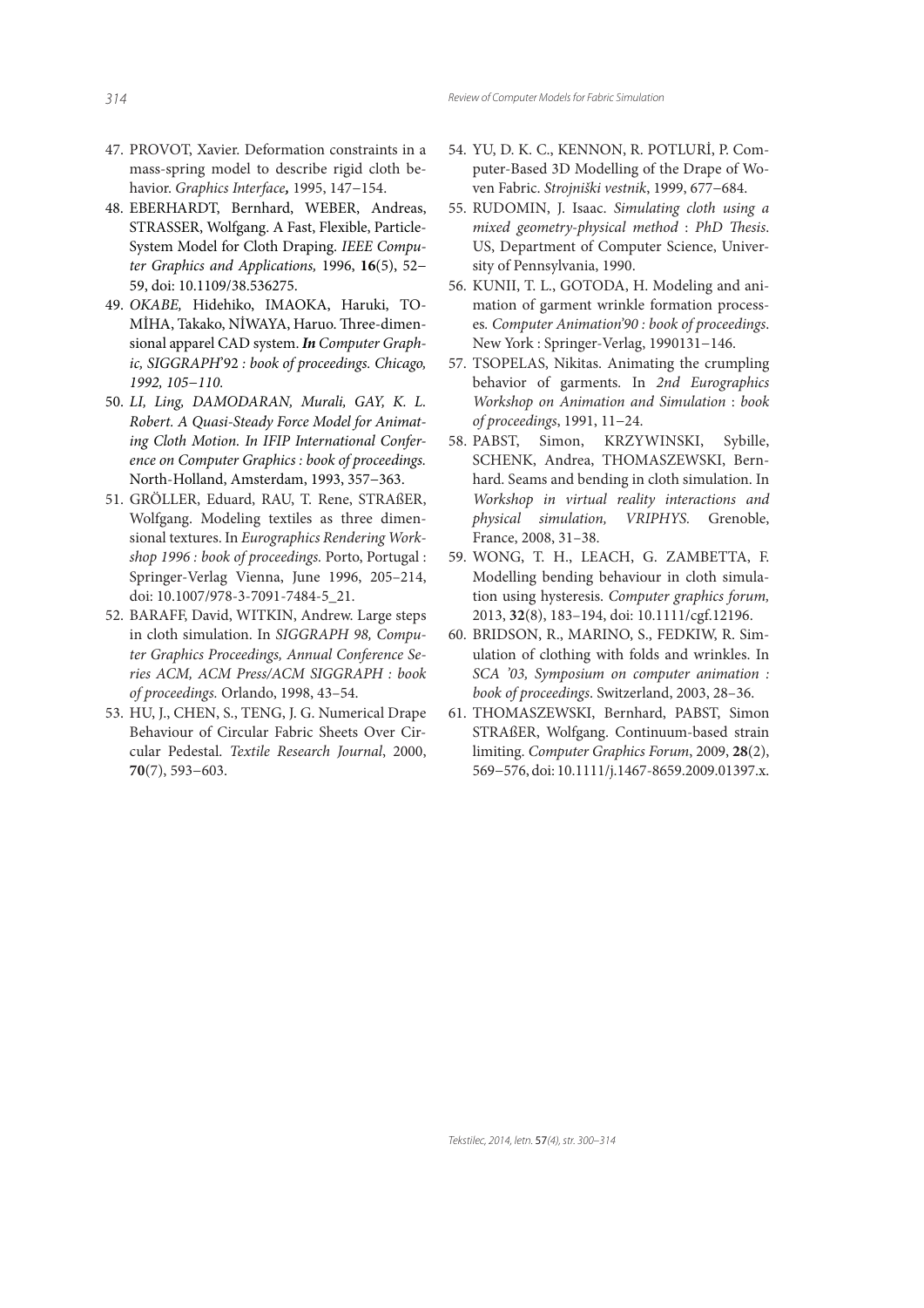47. PROVOT, Xavier. Deformation constraints in a mass-spring model to describe rigid cloth behavior. *Graphics Interface*, 1995, 147−154.
48. EBERHARDT, Bernhard, WEBER, Andreas, STRASSER, Wolfgang. A Fast, Flexible, Particle-System Model for Cloth Draping. *IEEE Computer Graphics and Applications,* 1996, **16**(5), 52–59, doi: 10.1109/38.536275.
49. *OKABE,* Hidehiko, IMAOKA, Haruki, TOMİHA, Takako, NİWAYA, Haruo. Three-dimensional apparel CAD system. ***In*** *Computer Graphic, SIGGRAPH'92 : book of proceedings. Chicago, 1992, 105−110.*
50. *LI, Ling, DAMODARAN, Murali, GAY, K. L. Robert. A Quasi-Steady Force Model for Animating Cloth Motion. In IFIP International Conference on Computer Graphics : book of proceedings.* North-Holland, Amsterdam, 1993, 357−363.
51. GRÖLLER, Eduard, RAU, T. Rene, STRAßER, Wolfgang. Modeling textiles as three dimensional textures. In *Eurographics Rendering Workshop 1996 : book of proceedings.* Porto, Portugal : Springer-Verlag Vienna, June 1996, 205–214, doi: 10.1007/978-3-7091-7484-5_21.
52. BARAFF, David, WITKIN, Andrew. Large steps in cloth simulation. In *SIGGRAPH 98, Computer Graphics Proceedings, Annual Conference Series ACM, ACM Press/ACM SIGGRAPH : book of proceedings.* Orlando, 1998, 43–54.
53. HU, J., CHEN, S., TENG, J. G. Numerical Drape Behaviour of Circular Fabric Sheets Over Circular Pedestal. *Textile Research Journal*, 2000, **70**(7), 593−603.
54. YU, D. K. C., KENNON, R. POTLURİ, P. Computer-Based 3D Modelling of the Drape of Woven Fabric. *Strojniški vestnik*, 1999, 677−684.
55. RUDOMIN, J. Isaac. *Simulating cloth using a mixed geometry-physical method* : *PhD Thesis*. US, Department of Computer Science, University of Pennsylvania, 1990.
56. KUNII, T. L., GOTODA, H. Modeling and animation of garment wrinkle formation processes. *Computer Animation'90 : book of proceedings*. New York : Springer-Verlag, 1990131−146.
57. TSOPELAS, Nikitas. Animating the crumpling behavior of garments. In *2nd Eurographics Workshop on Animation and Simulation* : *book of proceedings*, 1991, 11−24.
58. PABST, Simon, KRZYWINSKI, Sybille, SCHENK, Andrea, THOMASZEWSKI, Bernhard. Seams and bending in cloth simulation. In *Workshop in virtual reality interactions and physical simulation, VRIPHYS.* Grenoble, France, 2008, 31–38.
59. WONG, T. H., LEACH, G. ZAMBETTA, F. Modelling bending behaviour in cloth simulation using hysteresis. *Computer graphics forum,* 2013, **32**(8), 183–194, doi: 10.1111/cgf.12196.
60. BRIDSON, R., MARINO, S., FEDKIW, R. Simulation of clothing with folds and wrinkles. In *SCA '03, Symposium on computer animation : book of proceedings*. Switzerland, 2003, 28–36.
61. THOMASZEWSKI, Bernhard, PABST, Simon STRAßER, Wolfgang. Continuum-based strain limiting. *Computer Graphics Forum*, 2009, **28**(2), 569−576, doi: 10.1111/j.1467-8659.2009.01397.x.